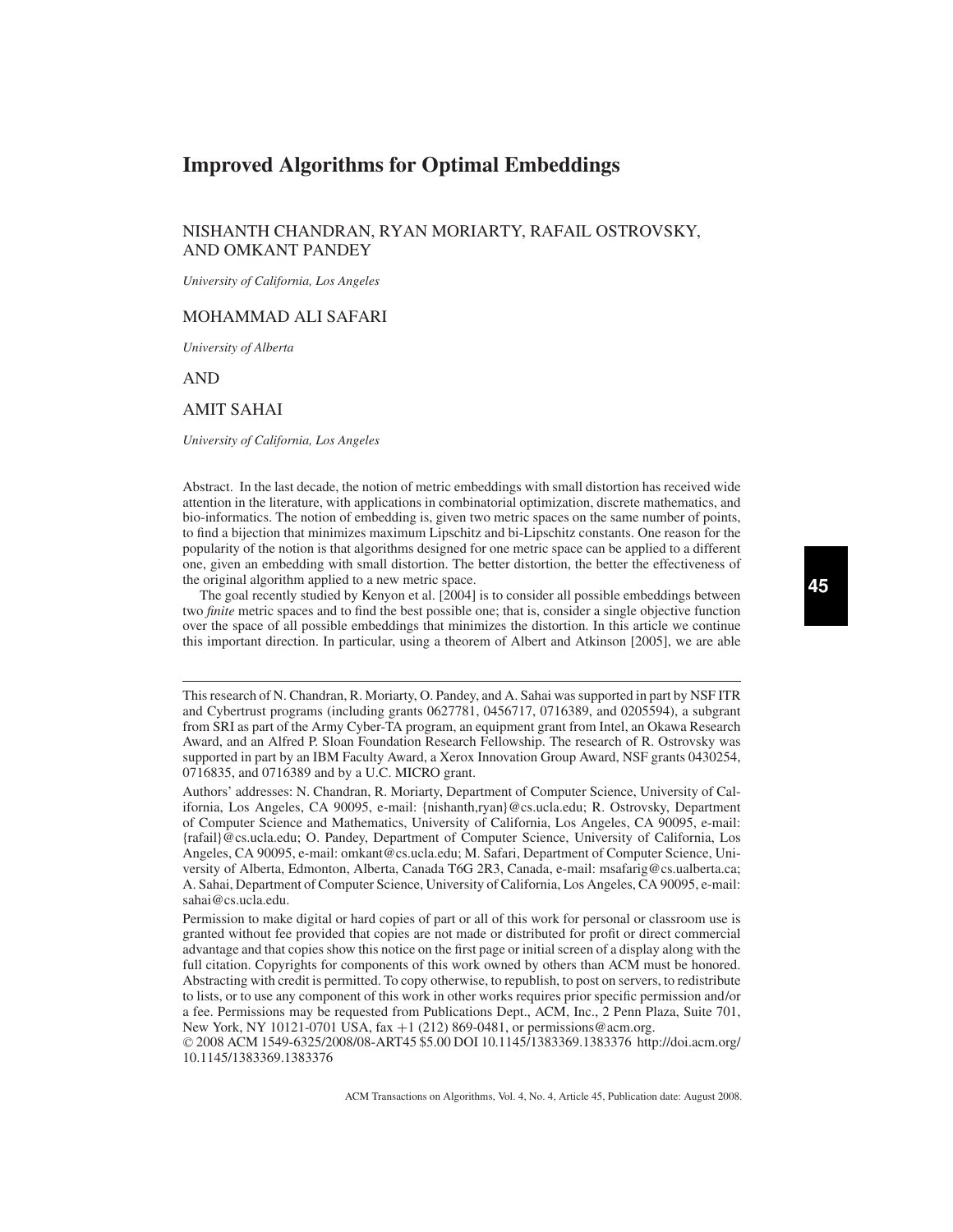# Improved Algorithms for Optimal Embeddings

NISHANTH CHANDRAN, RYAN MORIARTY, RAFAIL OSTROVSKY, AND OMKANT PANDEY

*University of California, Los Angeles*

MOHAMMAD ALI SAFARI

*University of Alberta*

AND

AMIT SAHAI

*University of California, Los Angeles*

Abstract. In the last decade, the notion of metric embeddings with small distortion has received wide attention in the literature, with applications in combinatorial optimization, discrete mathematics, and bio-informatics. The notion of embedding is, given two metric spaces on the same number of points, to find a bijection that minimizes maximum Lipschitz and bi-Lipschitz constants. One reason for the popularity of the notion is that algorithms designed for one metric space can be applied to a different one, given an embedding with small distortion. The better distortion, the better the effectiveness of the original algorithm applied to a new metric space.

The goal recently studied by Kenyon et al. [2004] is to consider all possible embeddings between two *finite* metric spaces and to find the best possible one; that is, consider a single objective function over the space of all possible embeddings that minimizes the distortion. In this article we continue this important direction. In particular, using a theorem of Albert and Atkinson [2005], we are able

---

This research of N. Chandran, R. Moriarty, O. Pandey, and A. Sahai was supported in part by NSF ITR and Cybertrust programs (including grants 0627781, 0456717, 0716389, and 0205594), a subgrant from SRI as part of the Army Cyber-TA program, an equipment grant from Intel, an Okawa Research Award, and an Alfred P. Sloan Foundation Research Fellowship. The research of R. Ostrovsky was supported in part by an IBM Faculty Award, a Xerox Innovation Group Award, NSF grants 0430254, 0716835, and 0716389 and by a U.C. MICRO grant.

Authors' addresses: N. Chandran, R. Moriarty, Department of Computer Science, University of California, Los Angeles, CA 90095, e-mail: {nishanth,ryan}@cs.ucla.edu; R. Ostrovsky, Department of Computer Science and Mathematics, University of California, Los Angeles, CA 90095, e-mail: {rafail}@cs.ucla.edu; O. Pandey, Department of Computer Science, University of California, Los Angeles, CA 90095, e-mail: omkant@cs.ucla.edu; M. Safari, Department of Computer Science, University of Alberta, Edmonton, Alberta, Canada T6G 2R3, Canada, e-mail: msafarig@cs.ualberta.ca; A. Sahai, Department of Computer Science, University of California, Los Angeles, CA 90095, e-mail: sahai@cs.ucla.edu.

Permission to make digital or hard copies of part or all of this work for personal or classroom use is granted without fee provided that copies are not made or distributed for profit or direct commercial advantage and that copies show this notice on the first page or initial screen of a display along with the full citation. Copyrights for components of this work owned by others than ACM must be honored. Abstracting with credit is permitted. To copy otherwise, to republish, to post on servers, to redistribute to lists, or to use any component of this work in other works requires prior specific permission and/or a fee. Permissions may be requested from Publications Dept., ACM, Inc., 2 Penn Plaza, Suite 701, New York, NY 10121-0701 USA, fax +1 (212) 869-0481, or permissions@acm.org.

© 2008 ACM 1549-6325/2008/08-ART45 $5.00 DOI 10.1145/1383369.1383376 http://doi.acm.org/10.1145/1383369.1383376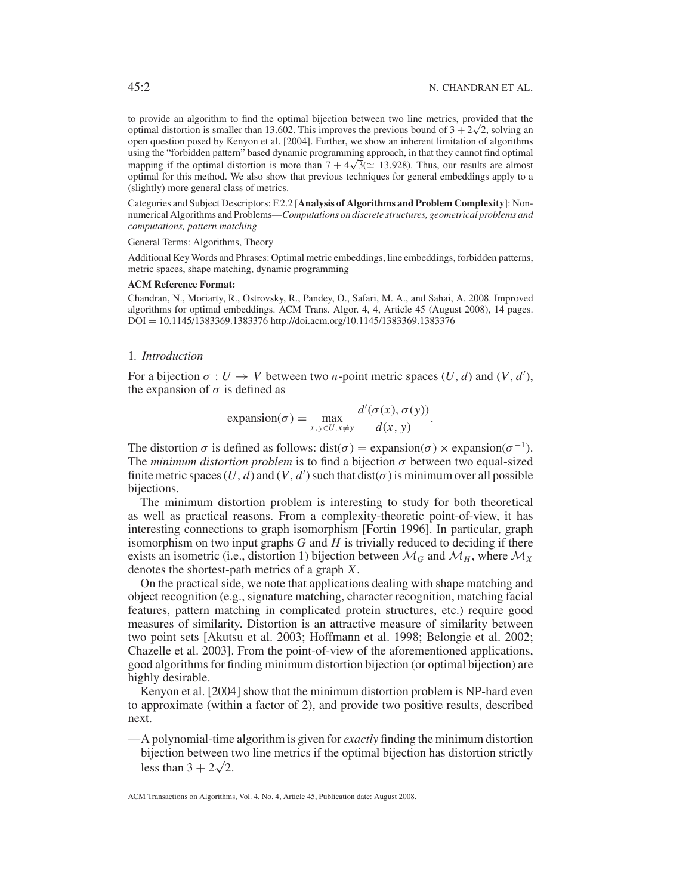to provide an algorithm to find the optimal bijection between two line metrics, provided that the optimal distortion is smaller than 13.602. This improves the previous bound of $3 + 2\sqrt{2}$, solving an open question posed by Kenyon et al. [2004]. Further, we show an inherent limitation of algorithms using the "forbidden pattern" based dynamic programming approach, in that they cannot find optimal mapping if the optimal distortion is more than $7 + 4\sqrt{3}$($\simeq$ 13.928). Thus, our results are almost optimal for this method. We also show that previous techniques for general embeddings apply to a (slightly) more general class of metrics.

Categories and Subject Descriptors: F.2.2 [**Analysis of Algorithms and Problem Complexity**]: Nonnumerical Algorithms and Problems—*Computations on discrete structures, geometrical problems and computations, pattern matching*

General Terms: Algorithms, Theory

Additional Key Words and Phrases: Optimal metric embeddings, line embeddings, forbidden patterns, metric spaces, shape matching, dynamic programming

**ACM Reference Format:**

Chandran, N., Moriarty, R., Ostrovsky, R., Pandey, O., Safari, M. A., and Sahai, A. 2008. Improved algorithms for optimal embeddings. ACM Trans. Algor. 4, 4, Article 45 (August 2008), 14 pages. DOI = 10.1145/1383369.1383376 http://doi.acm.org/10.1145/1383369.1383376

## 1. *Introduction*

For a bijection $\sigma : U \rightarrow V$ between two $n$-point metric spaces $(U, d)$ and $(V, d')$, the expansion of $\sigma$ is defined as

$$\text{expansion}(\sigma) = \max_{x,y \in U, x \neq y} \frac{d'(\sigma(x), \sigma(y))}{d(x, y)}.$$

The distortion $\sigma$ is defined as follows: $\text{dist}(\sigma) = \text{expansion}(\sigma) \times \text{expansion}(\sigma^{-1})$. The *minimum distortion problem* is to find a bijection $\sigma$ between two equal-sized finite metric spaces $(U, d)$ and $(V, d')$ such that $\text{dist}(\sigma)$ is minimum over all possible bijections.

The minimum distortion problem is interesting to study for both theoretical as well as practical reasons. From a complexity-theoretic point-of-view, it has interesting connections to graph isomorphism [Fortin 1996]. In particular, graph isomorphism on two input graphs $G$ and $H$ is trivially reduced to deciding if there exists an isometric (i.e., distortion 1) bijection between $\mathcal{M}_G$ and $\mathcal{M}_H$, where $\mathcal{M}_X$ denotes the shortest-path metrics of a graph $X$.

On the practical side, we note that applications dealing with shape matching and object recognition (e.g., signature matching, character recognition, matching facial features, pattern matching in complicated protein structures, etc.) require good measures of similarity. Distortion is an attractive measure of similarity between two point sets [Akutsu et al. 2003; Hoffmann et al. 1998; Belongie et al. 2002; Chazelle et al. 2003]. From the point-of-view of the aforementioned applications, good algorithms for finding minimum distortion bijection (or optimal bijection) are highly desirable.

Kenyon et al. [2004] show that the minimum distortion problem is NP-hard even to approximate (within a factor of 2), and provide two positive results, described next.

—A polynomial-time algorithm is given for *exactly* finding the minimum distortion bijection between two line metrics if the optimal bijection has distortion strictly less than $3 + 2\sqrt{2}$.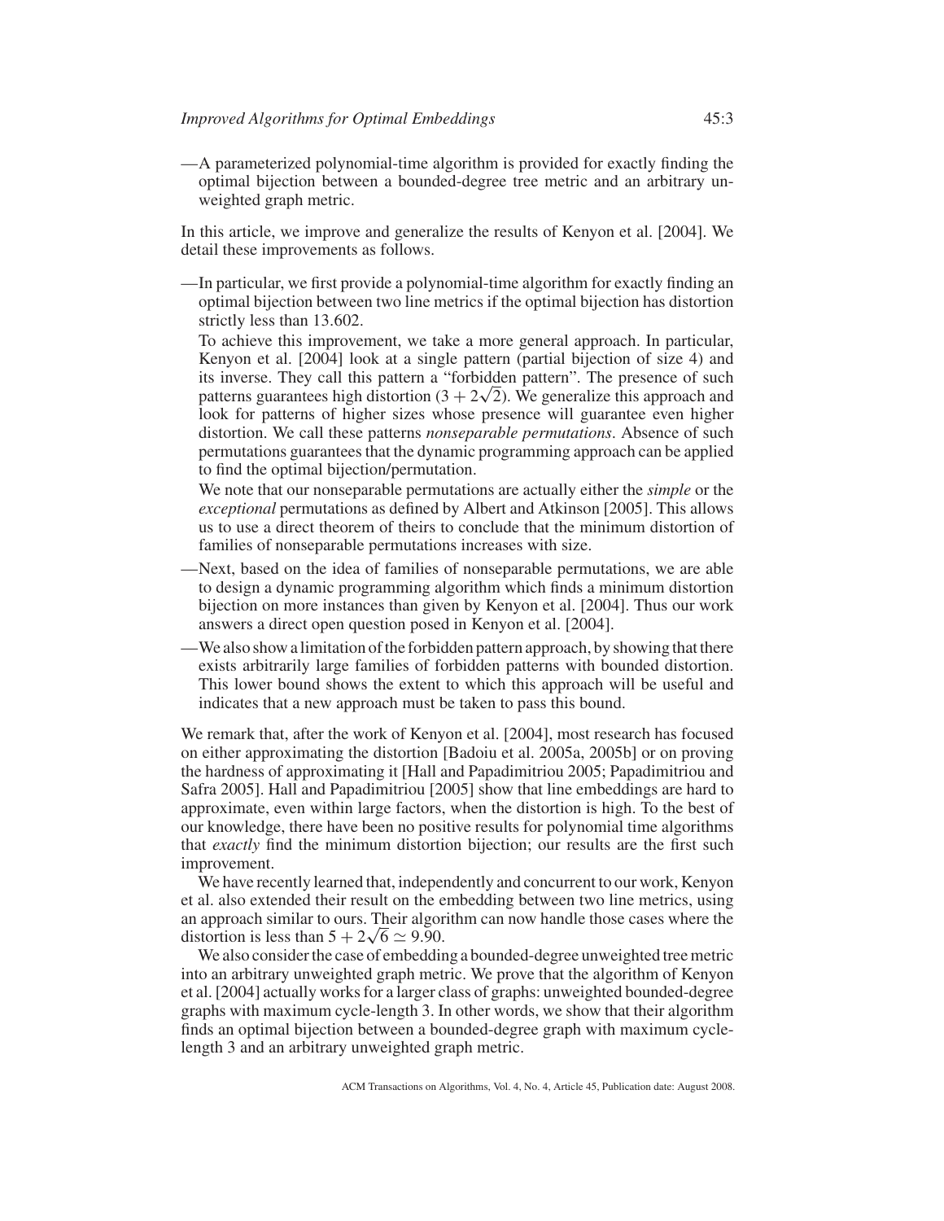—A parameterized polynomial-time algorithm is provided for exactly finding the optimal bijection between a bounded-degree tree metric and an arbitrary unweighted graph metric.

In this article, we improve and generalize the results of Kenyon et al. [2004]. We detail these improvements as follows.

—In particular, we first provide a polynomial-time algorithm for exactly finding an optimal bijection between two line metrics if the optimal bijection has distortion strictly less than 13.602.

To achieve this improvement, we take a more general approach. In particular, Kenyon et al. [2004] look at a single pattern (partial bijection of size 4) and its inverse. They call this pattern a "forbidden pattern". The presence of such patterns guarantees high distortion ($3 + 2\sqrt{2}$). We generalize this approach and look for patterns of higher sizes whose presence will guarantee even higher distortion. We call these patterns *nonseparable permutations*. Absence of such permutations guarantees that the dynamic programming approach can be applied to find the optimal bijection/permutation.

We note that our nonseparable permutations are actually either the *simple* or the *exceptional* permutations as defined by Albert and Atkinson [2005]. This allows us to use a direct theorem of theirs to conclude that the minimum distortion of families of nonseparable permutations increases with size.

—Next, based on the idea of families of nonseparable permutations, we are able to design a dynamic programming algorithm which finds a minimum distortion bijection on more instances than given by Kenyon et al. [2004]. Thus our work answers a direct open question posed in Kenyon et al. [2004].

—We also show a limitation of the forbidden pattern approach, by showing that there exists arbitrarily large families of forbidden patterns with bounded distortion. This lower bound shows the extent to which this approach will be useful and indicates that a new approach must be taken to pass this bound.

We remark that, after the work of Kenyon et al. [2004], most research has focused on either approximating the distortion [Badoiu et al. 2005a, 2005b] or on proving the hardness of approximating it [Hall and Papadimitriou 2005; Papadimitriou and Safra 2005]. Hall and Papadimitriou [2005] show that line embeddings are hard to approximate, even within large factors, when the distortion is high. To the best of our knowledge, there have been no positive results for polynomial time algorithms that *exactly* find the minimum distortion bijection; our results are the first such improvement.

We have recently learned that, independently and concurrent to our work, Kenyon et al. also extended their result on the embedding between two line metrics, using an approach similar to ours. Their algorithm can now handle those cases where the distortion is less than $5 + 2\sqrt{6} \simeq 9.90$.

We also consider the case of embedding a bounded-degree unweighted tree metric into an arbitrary unweighted graph metric. We prove that the algorithm of Kenyon et al. [2004] actually works for a larger class of graphs: unweighted bounded-degree graphs with maximum cycle-length 3. In other words, we show that their algorithm finds an optimal bijection between a bounded-degree graph with maximum cycle-length 3 and an arbitrary unweighted graph metric.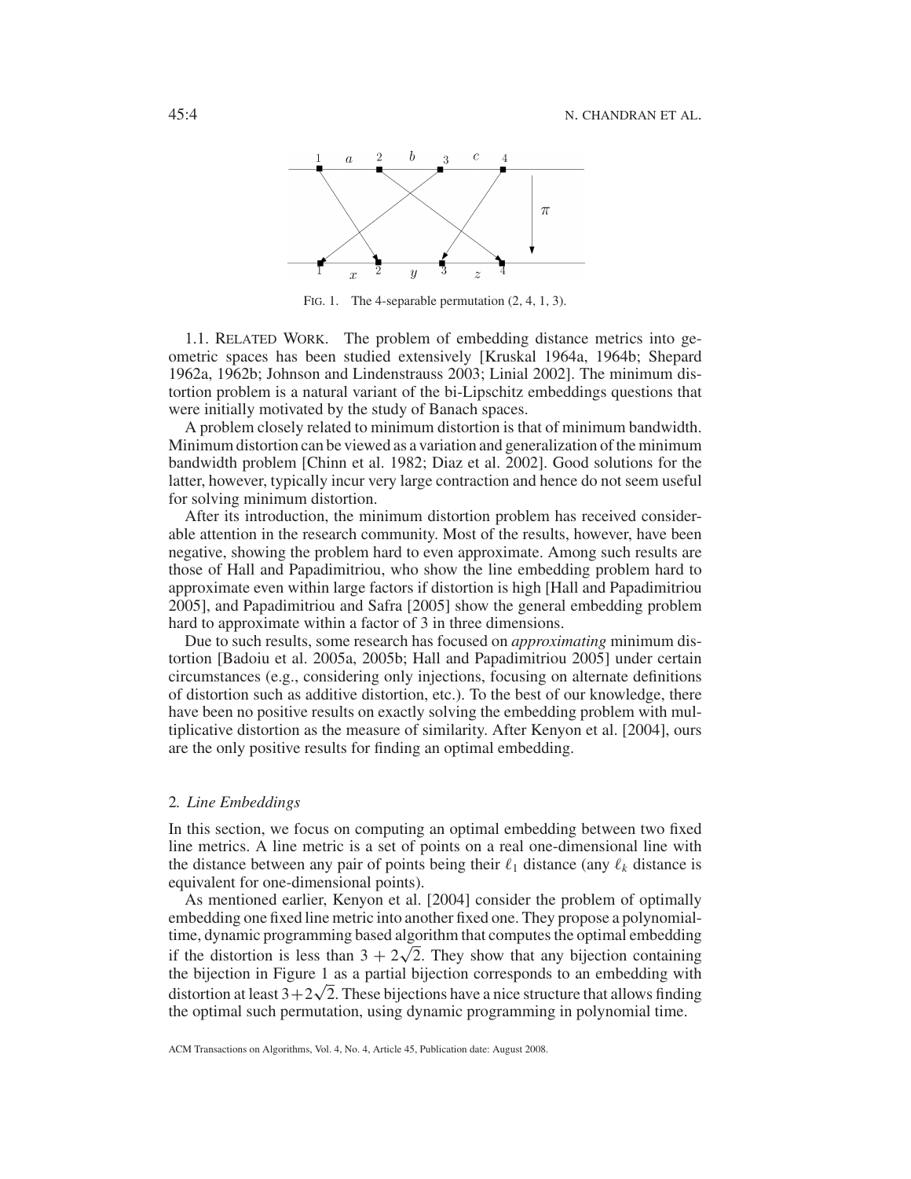FIG. 1. The 4-separable permutation (2, 4, 1, 3).

1.1. RELATED WORK. The problem of embedding distance metrics into geometric spaces has been studied extensively [Kruskal 1964a, 1964b; Shepard 1962a, 1962b; Johnson and Lindenstrauss 2003; Linial 2002]. The minimum distortion problem is a natural variant of the bi-Lipschitz embeddings questions that were initially motivated by the study of Banach spaces.

A problem closely related to minimum distortion is that of minimum bandwidth. Minimum distortion can be viewed as a variation and generalization of the minimum bandwidth problem [Chinn et al. 1982; Diaz et al. 2002]. Good solutions for the latter, however, typically incur very large contraction and hence do not seem useful for solving minimum distortion.

After its introduction, the minimum distortion problem has received considerable attention in the research community. Most of the results, however, have been negative, showing the problem hard to even approximate. Among such results are those of Hall and Papadimitriou, who show the line embedding problem hard to approximate even within large factors if distortion is high [Hall and Papadimitriou 2005], and Papadimitriou and Safra [2005] show the general embedding problem hard to approximate within a factor of 3 in three dimensions.

Due to such results, some research has focused on *approximating* minimum distortion [Badoiu et al. 2005a, 2005b; Hall and Papadimitriou 2005] under certain circumstances (e.g., considering only injections, focusing on alternate definitions of distortion such as additive distortion, etc.). To the best of our knowledge, there have been no positive results on exactly solving the embedding problem with multiplicative distortion as the measure of similarity. After Kenyon et al. [2004], ours are the only positive results for finding an optimal embedding.

## 2. *Line Embeddings*

In this section, we focus on computing an optimal embedding between two fixed line metrics. A line metric is a set of points on a real one-dimensional line with the distance between any pair of points being their $\ell_1$ distance (any $\ell_k$ distance is equivalent for one-dimensional points).

As mentioned earlier, Kenyon et al. [2004] consider the problem of optimally embedding one fixed line metric into another fixed one. They propose a polynomial-time, dynamic programming based algorithm that computes the optimal embedding if the distortion is less than $3 + 2\sqrt{2}$. They show that any bijection containing the bijection in Figure 1 as a partial bijection corresponds to an embedding with distortion at least $3+2\sqrt{2}$. These bijections have a nice structure that allows finding the optimal such permutation, using dynamic programming in polynomial time.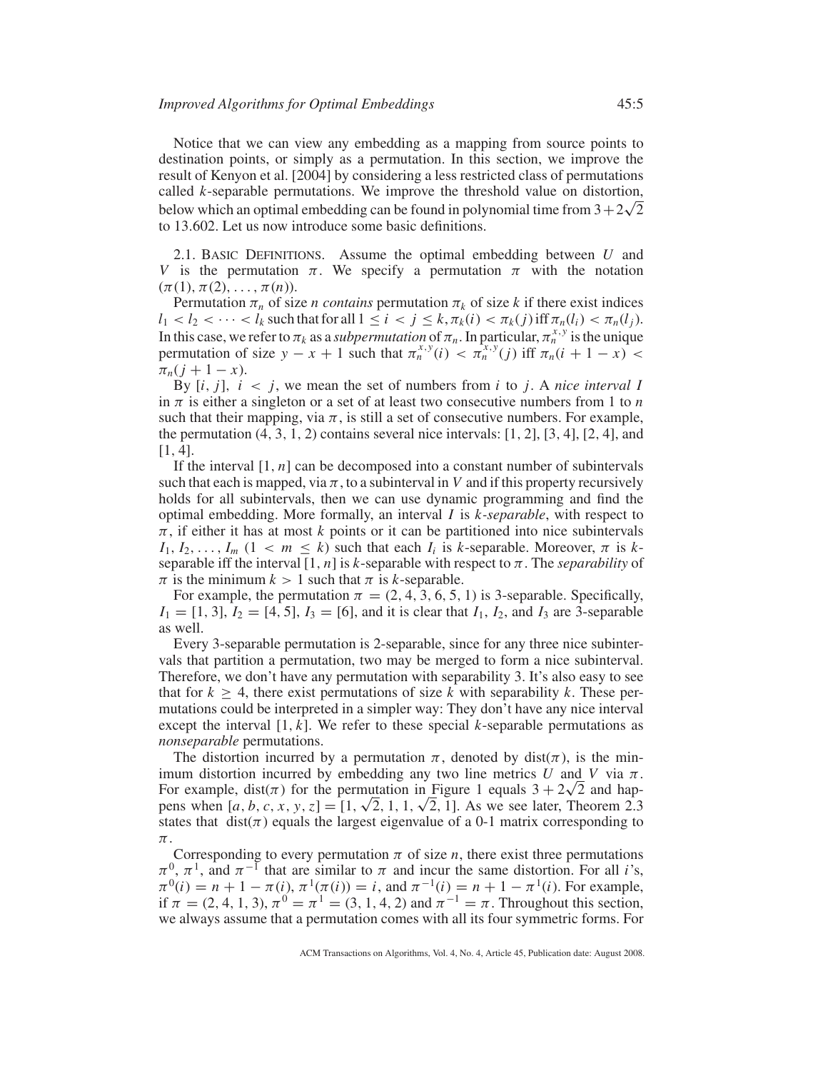Notice that we can view any embedding as a mapping from source points to destination points, or simply as a permutation. In this section, we improve the result of Kenyon et al. [2004] by considering a less restricted class of permutations called $k$-separable permutations. We improve the threshold value on distortion, below which an optimal embedding can be found in polynomial time from $3+2\sqrt{2}$ to 13.602. Let us now introduce some basic definitions.

2.1. BASIC DEFINITIONS. Assume the optimal embedding between $U$ and $V$ is the permutation $\pi$. We specify a permutation $\pi$ with the notation $(\pi(1), \pi(2), \ldots, \pi(n))$.

Permutation $\pi_n$ of size $n$ *contains* permutation $\pi_k$ of size $k$ if there exist indices $l_1 < l_2 < \cdots < l_k$ such that for all $1 \leq i < j \leq k$, $\pi_k(i) < \pi_k(j)$ iff $\pi_n(l_i) < \pi_n(l_j)$. In this case, we refer to $\pi_k$ as a *subpermutation* of $\pi_n$. In particular, $\pi_n^{x,y}$ is the unique permutation of size $y - x + 1$ such that $\pi_n^{x,y}(i) < \pi_n^{x,y}(j)$ iff $\pi_n(i + 1 - x) < \pi_n(j + 1 - x)$.

By $[i, j]$, $i < j$, we mean the set of numbers from $i$ to $j$. A *nice interval* $I$ in $\pi$ is either a singleton or a set of at least two consecutive numbers from 1 to $n$ such that their mapping, via $\pi$, is still a set of consecutive numbers. For example, the permutation $(4, 3, 1, 2)$ contains several nice intervals: $[1, 2]$, $[3, 4]$, $[2, 4]$, and $[1, 4]$.

If the interval $[1, n]$ can be decomposed into a constant number of subintervals such that each is mapped, via $\pi$, to a subinterval in $V$ and if this property recursively holds for all subintervals, then we can use dynamic programming and find the optimal embedding. More formally, an interval $I$ is *$k$-separable*, with respect to $\pi$, if either it has at most $k$ points or it can be partitioned into nice subintervals $I_1, I_2, \ldots, I_m$ $(1 < m \leq k)$ such that each $I_i$ is $k$-separable. Moreover, $\pi$ is $k$-separable iff the interval $[1, n]$ is $k$-separable with respect to $\pi$. The *separability* of $\pi$ is the minimum $k > 1$ such that $\pi$ is $k$-separable.

For example, the permutation $\pi = (2, 4, 3, 6, 5, 1)$ is 3-separable. Specifically, $I_1 = [1, 3]$, $I_2 = [4, 5]$, $I_3 = [6]$, and it is clear that $I_1$, $I_2$, and $I_3$ are 3-separable as well.

Every 3-separable permutation is 2-separable, since for any three nice subintervals that partition a permutation, two may be merged to form a nice subinterval. Therefore, we don't have any permutation with separability 3. It's also easy to see that for $k \geq 4$, there exist permutations of size $k$ with separability $k$. These permutations could be interpreted in a simpler way: They don't have any nice interval except the interval $[1, k]$. We refer to these special $k$-separable permutations as *nonseparable* permutations.

The distortion incurred by a permutation $\pi$, denoted by $\text{dist}(\pi)$, is the minimum distortion incurred by embedding any two line metrics $U$ and $V$ via $\pi$. For example, $\text{dist}(\pi)$ for the permutation in Figure 1 equals $3 + 2\sqrt{2}$ and happens when $[a, b, c, x, y, z] = [1, \sqrt{2}, 1, 1, \sqrt{2}, 1]$. As we see later, Theorem 2.3 states that $\text{dist}(\pi)$ equals the largest eigenvalue of a 0-1 matrix corresponding to $\pi$.

Corresponding to every permutation $\pi$ of size $n$, there exist three permutations $\pi^0$, $\pi^1$, and $\pi^{-1}$ that are similar to $\pi$ and incur the same distortion. For all $i$'s, $\pi^0(i) = n + 1 - \pi(i)$, $\pi^1(\pi(i)) = i$, and $\pi^{-1}(i) = n + 1 - \pi^1(i)$. For example, if $\pi = (2, 4, 1, 3)$, $\pi^0 = \pi^1 = (3, 1, 4, 2)$ and $\pi^{-1} = \pi$. Throughout this section, we always assume that a permutation comes with all its four symmetric forms. For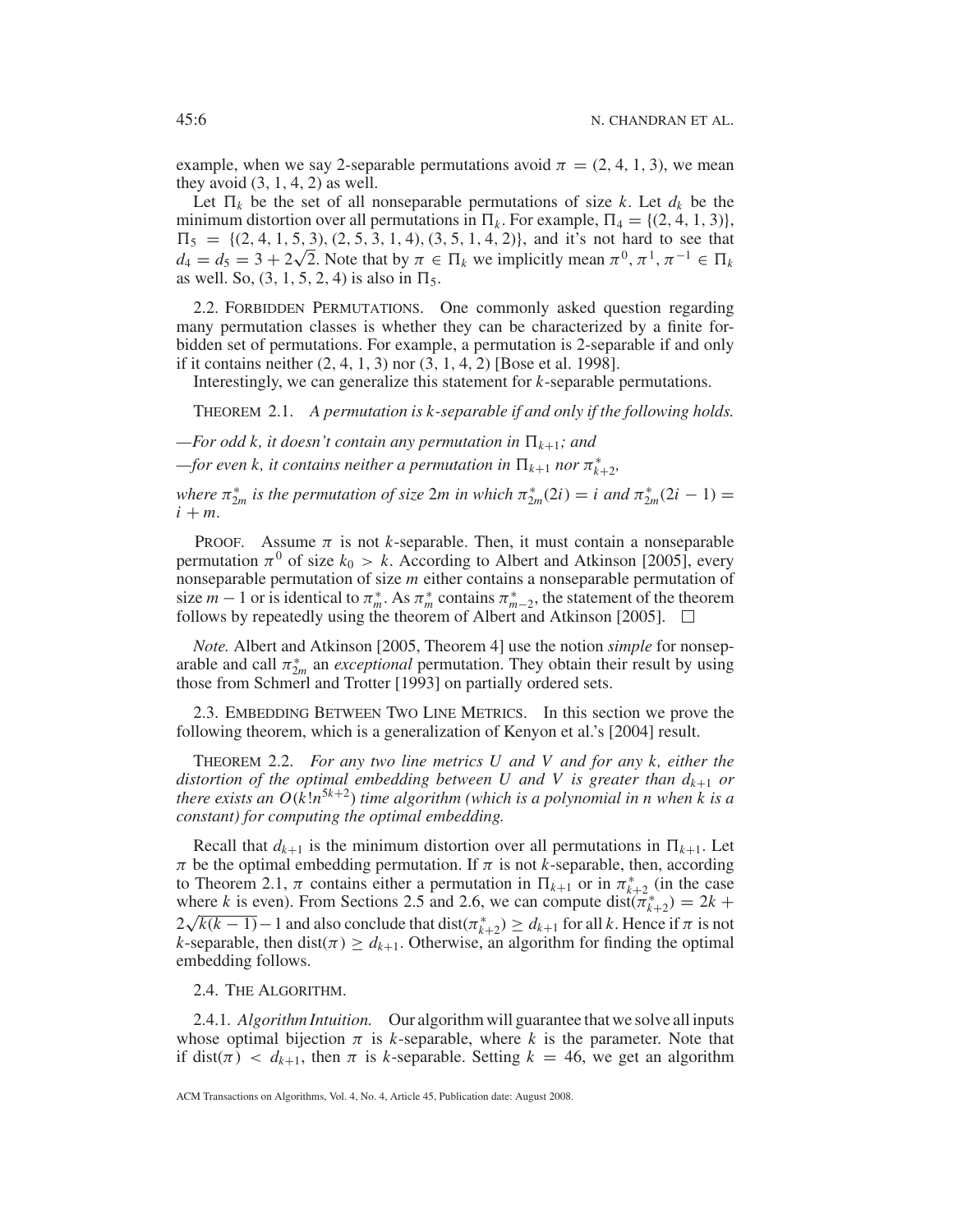example, when we say 2-separable permutations avoid $\pi = (2, 4, 1, 3)$, we mean they avoid $(3, 1, 4, 2)$ as well.

Let $\Pi_k$ be the set of all nonseparable permutations of size $k$. Let $d_k$ be the minimum distortion over all permutations in $\Pi_k$. For example, $\Pi_4 = \{(2, 4, 1, 3)\}$, $\Pi_5 = \{(2, 4, 1, 5, 3), (2, 5, 3, 1, 4), (3, 5, 1, 4, 2)\}$, and it's not hard to see that $d_4 = d_5 = 3 + 2\sqrt{2}$. Note that by $\pi \in \Pi_k$ we implicitly mean $\pi^0, \pi^1, \pi^{-1} \in \Pi_k$ as well. So, $(3, 1, 5, 2, 4)$ is also in $\Pi_5$.

### 2.2. Forbidden Permutations.

One commonly asked question regarding many permutation classes is whether they can be characterized by a finite forbidden set of permutations. For example, a permutation is 2-separable if and only if it contains neither $(2, 4, 1, 3)$ nor $(3, 1, 4, 2)$ [Bose et al. 1998].

Interestingly, we can generalize this statement for $k$-separable permutations.

THEOREM 2.1. *A permutation is $k$-separable if and only if the following holds.*

—*For odd $k$, it doesn't contain any permutation in $\Pi_{k+1}$; and*

—*for even $k$, it contains neither a permutation in $\Pi_{k+1}$ nor $\pi^*_{k+2}$,*

*where $\pi^*_{2m}$ is the permutation of size $2m$ in which $\pi^*_{2m}(2i) = i$ and $\pi^*_{2m}(2i - 1) = i + m$.*

PROOF. Assume $\pi$ is not $k$-separable. Then, it must contain a nonseparable permutation $\pi^0$ of size $k_0 > k$. According to Albert and Atkinson [2005], every nonseparable permutation of size $m$ either contains a nonseparable permutation of size $m - 1$ or is identical to $\pi^*_m$. As $\pi^*_m$ contains $\pi^*_{m-2}$, the statement of the theorem follows by repeatedly using the theorem of Albert and Atkinson [2005]. $\square$

*Note.* Albert and Atkinson [2005, Theorem 4] use the notion *simple* for nonseparable and call $\pi^*_{2m}$ an *exceptional* permutation. They obtain their result by using those from Schmerl and Trotter [1993] on partially ordered sets.

### 2.3. Embedding Between Two Line Metrics.

In this section we prove the following theorem, which is a generalization of Kenyon et al.'s [2004] result.

THEOREM 2.2. *For any two line metrics $U$ and $V$ and for any $k$, either the distortion of the optimal embedding between $U$ and $V$ is greater than $d_{k+1}$ or there exists an $O(k!n^{5k+2})$ time algorithm (which is a polynomial in $n$ when $k$ is a constant) for computing the optimal embedding.*

Recall that $d_{k+1}$ is the minimum distortion over all permutations in $\Pi_{k+1}$. Let $\pi$ be the optimal embedding permutation. If $\pi$ is not $k$-separable, then, according to Theorem 2.1, $\pi$ contains either a permutation in $\Pi_{k+1}$ or in $\pi^*_{k+2}$ (in the case where $k$ is even). From Sections 2.5 and 2.6, we can compute $\text{dist}(\pi^*_{k+2}) = 2k + 2\sqrt{k(k-1)} - 1$ and also conclude that $\text{dist}(\pi^*_{k+2}) \geq d_{k+1}$ for all $k$. Hence if $\pi$ is not $k$-separable, then $\text{dist}(\pi) \geq d_{k+1}$. Otherwise, an algorithm for finding the optimal embedding follows.

### 2.4. The Algorithm.

2.4.1. *Algorithm Intuition.* Our algorithm will guarantee that we solve all inputs whose optimal bijection $\pi$ is $k$-separable, where $k$ is the parameter. Note that if $\text{dist}(\pi) < d_{k+1}$, then $\pi$ is $k$-separable. Setting $k = 46$, we get an algorithm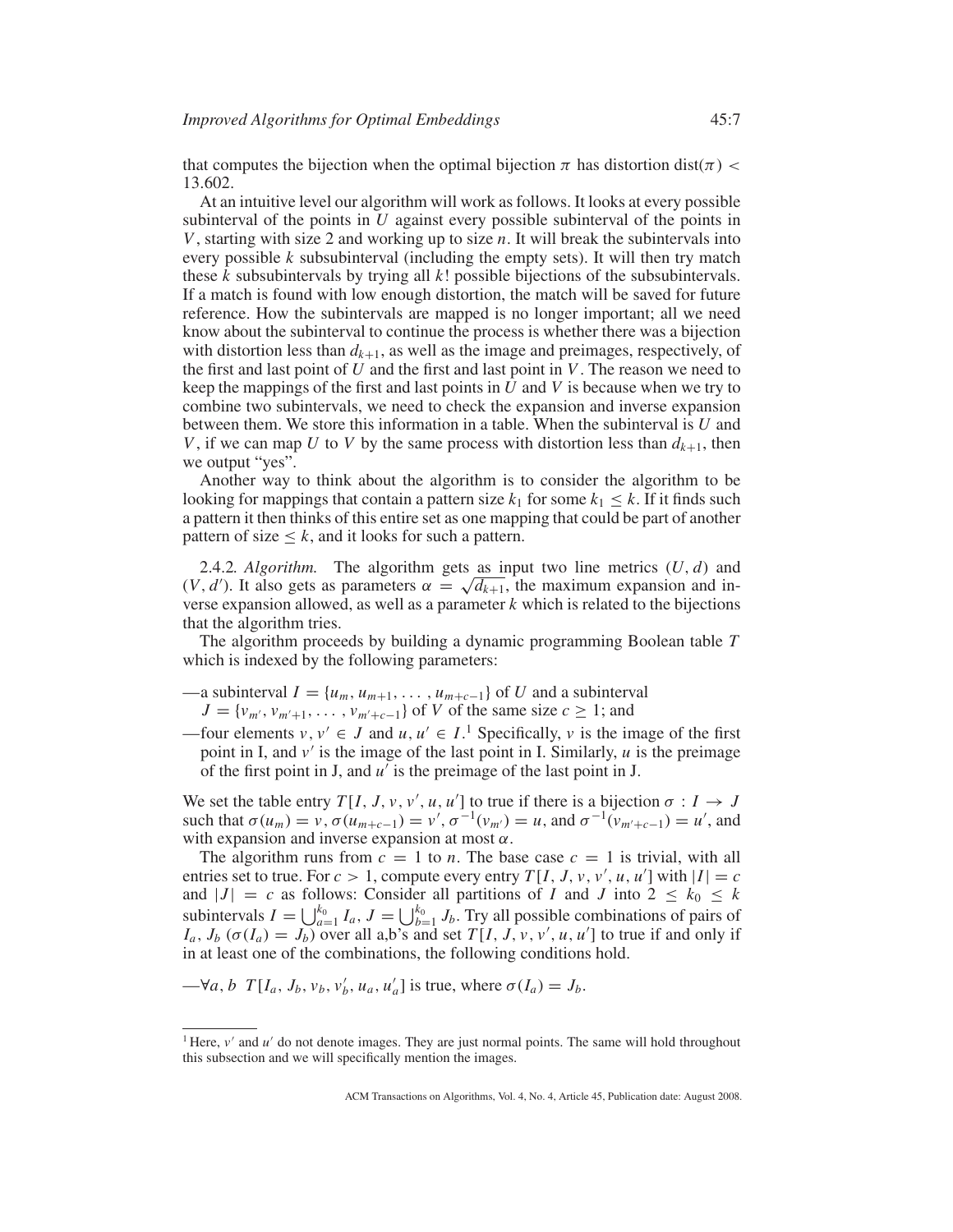that computes the bijection when the optimal bijection $\pi$ has distortion $\text{dist}(\pi) < 13.602$.

At an intuitive level our algorithm will work as follows. It looks at every possible subinterval of the points in $U$ against every possible subinterval of the points in $V$, starting with size 2 and working up to size $n$. It will break the subintervals into every possible $k$ subsubinterval (including the empty sets). It will then try match these $k$ subsubintervals by trying all $k!$ possible bijections of the subsubintervals. If a match is found with low enough distortion, the match will be saved for future reference. How the subintervals are mapped is no longer important; all we need know about the subinterval to continue the process is whether there was a bijection with distortion less than $d_{k+1}$, as well as the image and preimages, respectively, of the first and last point of $U$ and the first and last point in $V$. The reason we need to keep the mappings of the first and last points in $U$ and $V$ is because when we try to combine two subintervals, we need to check the expansion and inverse expansion between them. We store this information in a table. When the subinterval is $U$ and $V$, if we can map $U$ to $V$ by the same process with distortion less than $d_{k+1}$, then we output "yes".

Another way to think about the algorithm is to consider the algorithm to be looking for mappings that contain a pattern size $k_1$ for some $k_1 \leq k$. If it finds such a pattern it then thinks of this entire set as one mapping that could be part of another pattern of size $\leq k$, and it looks for such a pattern.

2.4.2. *Algorithm.* The algorithm gets as input two line metrics $(U, d)$ and $(V, d')$. It also gets as parameters $\alpha = \sqrt{d_{k+1}}$, the maximum expansion and inverse expansion allowed, as well as a parameter $k$ which is related to the bijections that the algorithm tries.

The algorithm proceeds by building a dynamic programming Boolean table $T$ which is indexed by the following parameters:

—a subinterval $I = \{u_m, u_{m+1}, \ldots, u_{m+c-1}\}$ of $U$ and a subinterval $J = \{v_{m'}, v_{m'+1}, \ldots, v_{m'+c-1}\}$ of $V$ of the same size $c \geq 1$; and

—four elements $v, v' \in J$ and $u, u' \in I$.[1] Specifically, $v$ is the image of the first point in I, and $v'$ is the image of the last point in I. Similarly, $u$ is the preimage of the first point in J, and $u'$ is the preimage of the last point in J.

We set the table entry $T[I, J, v, v', u, u']$ to true if there is a bijection $\sigma : I \to J$ such that $\sigma(u_m) = v$, $\sigma(u_{m+c-1}) = v'$, $\sigma^{-1}(v_{m'}) = u$, and $\sigma^{-1}(v_{m'+c-1}) = u'$, and with expansion and inverse expansion at most $\alpha$.

The algorithm runs from $c = 1$ to $n$. The base case $c = 1$ is trivial, with all entries set to true. For $c > 1$, compute every entry $T[I, J, v, v', u, u']$ with $|I| = c$ and $|J| = c$ as follows: Consider all partitions of $I$ and $J$ into $2 \leq k_0 \leq k$ subintervals $I = \bigcup_{a=1}^{k_0} I_a$, $J = \bigcup_{b=1}^{k_0} J_b$. Try all possible combinations of pairs of $I_a, J_b$ ($\sigma(I_a) = J_b$) over all a,b's and set $T[I, J, v, v', u, u']$ to true if and only if in at least one of the combinations, the following conditions hold.

—$\forall a, b$ $T[I_a, J_b, v_b, v'_b, u_a, u'_a]$ is true, where $\sigma(I_a) = J_b$.

[1] Here, $v'$ and $u'$ do not denote images. They are just normal points. The same will hold throughout this subsection and we will specifically mention the images.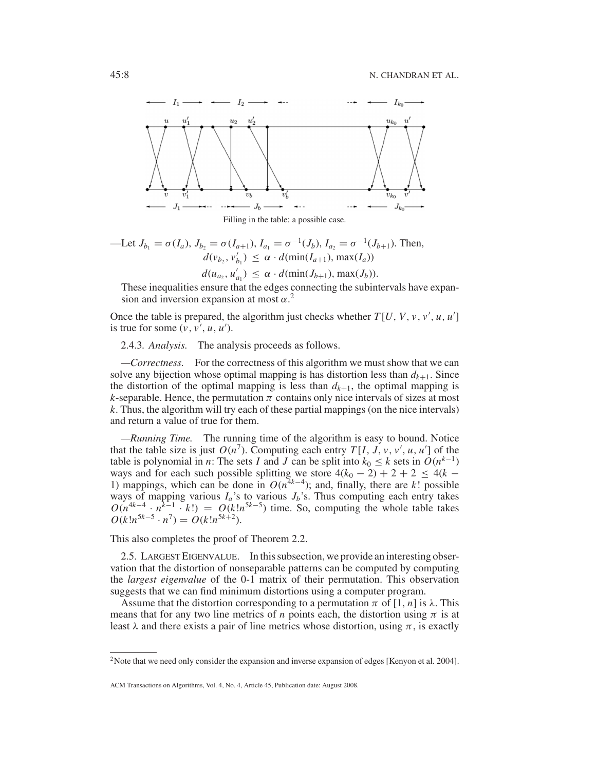Filling in the table: a possible case.

—Let $J_{b_1} = \sigma(I_a)$, $J_{b_2} = \sigma(I_{a+1})$, $I_{a_1} = \sigma^{-1}(J_b)$, $I_{a_2} = \sigma^{-1}(J_{b+1})$. Then,

$$d(v_{b_2}, v'_{b_1}) \leq \alpha \cdot d(\min(I_{a+1}), \max(I_a))$$

$$d(u_{a_2}, u'_{a_1}) \leq \alpha \cdot d(\min(J_{b+1}), \max(J_b)).$$

These inequalities ensure that the edges connecting the subintervals have expansion and inversion expansion at most $\alpha$.[2]

Once the table is prepared, the algorithm just checks whether $T[U, V, v, v', u, u']$ is true for some $(v, v', u, u')$.

2.4.3. *Analysis.* The analysis proceeds as follows.

—*Correctness.* For the correctness of this algorithm we must show that we can solve any bijection whose optimal mapping is has distortion less than $d_{k+1}$. Since the distortion of the optimal mapping is less than $d_{k+1}$, the optimal mapping is $k$-separable. Hence, the permutation $\pi$ contains only nice intervals of sizes at most $k$. Thus, the algorithm will try each of these partial mappings (on the nice intervals) and return a value of true for them.

—*Running Time.* The running time of the algorithm is easy to bound. Notice that the table size is just $O(n^7)$. Computing each entry $T[I, J, v, v', u, u']$ of the table is polynomial in $n$: The sets $I$ and $J$ can be split into $k_0 \leq k$ sets in $O(n^{k-1})$ ways and for each such possible splitting we store $4(k_0 - 2) + 2 + 2 \leq 4(k - 1)$ mappings, which can be done in $O(n^{4k-4})$; and, finally, there are $k!$ possible ways of mapping various $I_a$'s to various $J_b$'s. Thus computing each entry takes $O(n^{4k-4} \cdot n^{k-1} \cdot k!) = O(k! n^{5k-5})$ time. So, computing the whole table takes $O(k! n^{5k-5} \cdot n^7) = O(k! n^{5k+2})$.

This also completes the proof of Theorem 2.2.

2.5. LARGEST EIGENVALUE. In this subsection, we provide an interesting observation that the distortion of nonseparable patterns can be computed by computing the *largest eigenvalue* of the 0-1 matrix of their permutation. This observation suggests that we can find minimum distortions using a computer program.

Assume that the distortion corresponding to a permutation $\pi$ of $[1, n]$ is $\lambda$. This means that for any two line metrics of $n$ points each, the distortion using $\pi$ is at least $\lambda$ and there exists a pair of line metrics whose distortion, using $\pi$, is exactly

[2] Note that we need only consider the expansion and inverse expansion of edges [Kenyon et al. 2004].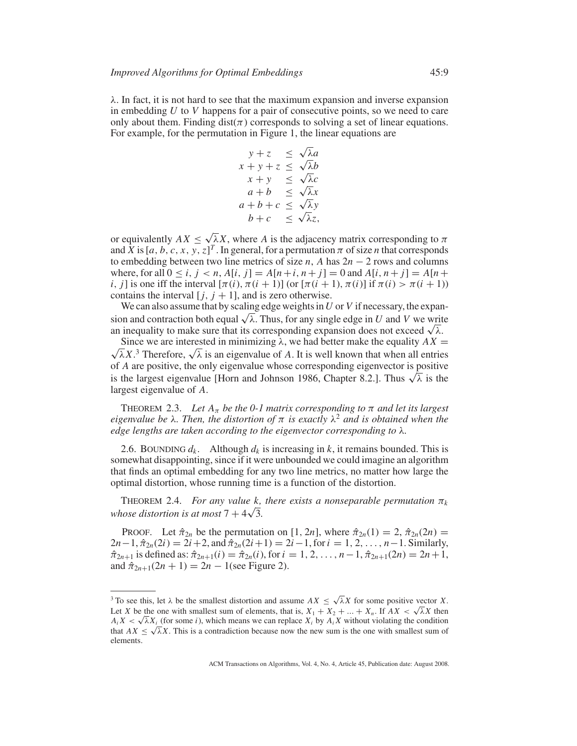$\lambda$. In fact, it is not hard to see that the maximum expansion and inverse expansion in embedding $U$ to $V$ happens for a pair of consecutive points, so we need to care only about them. Finding $\text{dist}(\pi)$ corresponds to solving a set of linear equations. For example, for the permutation in Figure 1, the linear equations are

$$
\begin{aligned}
y + z &\leq \sqrt{\lambda} a \\
x + y + z &\leq \sqrt{\lambda} b \\
x + y &\leq \sqrt{\lambda} c \\
a + b &\leq \sqrt{\lambda} x \\
a + b + c &\leq \sqrt{\lambda} y \\
b + c &\leq \sqrt{\lambda} z,
\end{aligned}
$$

or equivalently $AX \leq \sqrt{\lambda} X$, where $A$ is the adjacency matrix corresponding to $\pi$ and $X$ is $[a, b, c, x, y, z]^T$. In general, for a permutation $\pi$ of size $n$ that corresponds to embedding between two line metrics of size $n$, $A$ has $2n-2$ rows and columns where, for all $0 \leq i, j < n$, $A[i, j] = A[n+i, n+j] = 0$ and $A[i, n+j] = A[n+i, j]$ is one iff the interval $[\pi(i), \pi(i+1)]$ (or $[\pi(i+1), \pi(i)]$ if $\pi(i) > \pi(i+1)$) contains the interval $[j, j+1]$, and is zero otherwise.

We can also assume that by scaling edge weights in $U$ or $V$ if necessary, the expansion and contraction both equal $\sqrt{\lambda}$. Thus, for any single edge in $U$ and $V$ we write an inequality to make sure that its corresponding expansion does not exceed $\sqrt{\lambda}$.

Since we are interested in minimizing $\lambda$, we had better make the equality $AX = \sqrt{\lambda} X$.[3] Therefore, $\sqrt{\lambda}$ is an eigenvalue of $A$. It is well known that when all entries of $A$ are positive, the only eigenvalue whose corresponding eigenvector is positive is the largest eigenvalue [Horn and Johnson 1986, Chapter 8.2.]. Thus $\sqrt{\lambda}$ is the largest eigenvalue of $A$.

THEOREM 2.3. *Let $A_\pi$ be the 0-1 matrix corresponding to $\pi$ and let its largest eigenvalue be $\lambda$. Then, the distortion of $\pi$ is exactly $\lambda^2$ and is obtained when the edge lengths are taken according to the eigenvector corresponding to $\lambda$.*

### 2.6. BOUNDING $d_k$.

Although $d_k$ is increasing in $k$, it remains bounded. This is somewhat disappointing, since if it were unbounded we could imagine an algorithm that finds an optimal embedding for any two line metrics, no matter how large the optimal distortion, whose running time is a function of the distortion.

THEOREM 2.4. *For any value $k$, there exists a nonseparable permutation $\pi_k$ whose distortion is at most $7 + 4\sqrt{3}$.*

PROOF. Let $\hat{\pi}_{2n}$ be the permutation on $[1, 2n]$, where $\hat{\pi}_{2n}(1) = 2$, $\hat{\pi}_{2n}(2n) = 2n-1$, $\hat{\pi}_{2n}(2i) = 2i+2$, and $\hat{\pi}_{2n}(2i+1) = 2i-1$, for $i = 1, 2, \ldots, n-1$. Similarly, $\hat{\pi}_{2n+1}$ is defined as: $\hat{\pi}_{2n+1}(i) = \hat{\pi}_{2n}(i)$, for $i = 1, 2, \ldots, n-1$, $\hat{\pi}_{2n+1}(2n) = 2n+1$, and $\hat{\pi}_{2n+1}(2n+1) = 2n-1$(see Figure 2).

---

[3] To see this, let $\lambda$ be the smallest distortion and assume $AX \leq \sqrt{\lambda} X$ for some positive vector $X$. Let $X$ be the one with smallest sum of elements, that is, $X_1 + X_2 + \ldots + X_n$. If $AX < \sqrt{\lambda} X$ then $A_i X < \sqrt{\lambda} X_i$ (for some $i$), which means we can replace $X_i$ by $A_i X$ without violating the condition that $AX \leq \sqrt{\lambda} X$. This is a contradiction because now the new sum is the one with smallest sum of elements.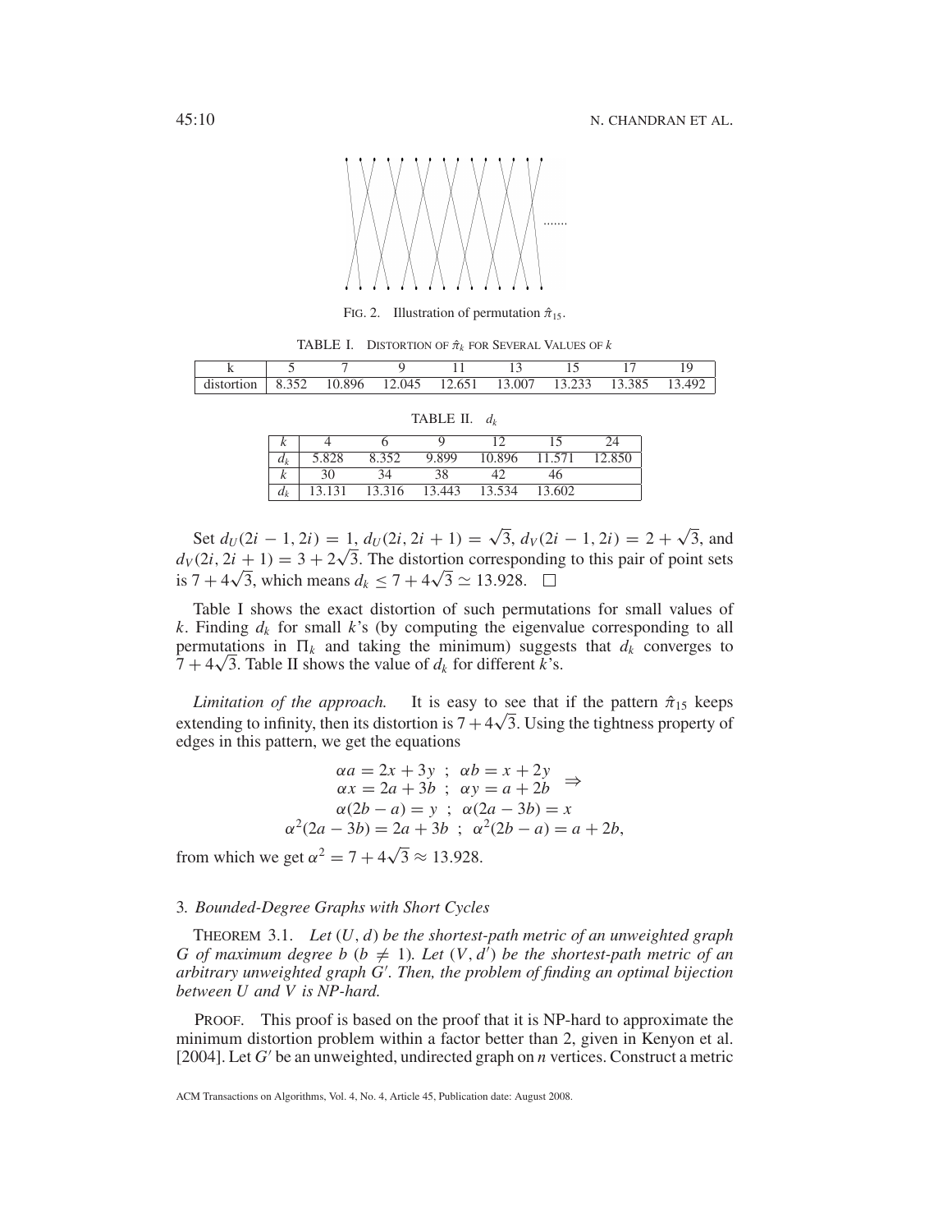FIG. 2. Illustration of permutation $\hat{\pi}_{15}$.

TABLE I. DISTORTION OF $\hat{\pi}_k$ FOR SEVERAL VALUES OF $k$

| k | 5 | 7 | 9 | 11 | 13 | 15 | 17 | 19 |
|---|---|---|---|---|---|---|---|---|
| distortion | 8.352 | 10.896 | 12.045 | 12.651 | 13.007 | 13.233 | 13.385 | 13.492 |

TABLE II. $d_k$

| $k$ | 4 | 6 | 9 | 12 | 15 | 24 |
|---|---|---|---|---|---|---|
| $d_k$ | 5.828 | 8.352 | 9.899 | 10.896 | 11.571 | 12.850 |
| $k$ | 30 | 34 | 38 | 42 | 46 | |
| $d_k$ | 13.131 | 13.316 | 13.443 | 13.534 | 13.602 | |

Set $d_U(2i-1, 2i) = 1$, $d_U(2i, 2i+1) = \sqrt{3}$, $d_V(2i-1, 2i) = 2 + \sqrt{3}$, and $d_V(2i, 2i+1) = 3 + 2\sqrt{3}$. The distortion corresponding to this pair of point sets is $7 + 4\sqrt{3}$, which means $d_k \leq 7 + 4\sqrt{3} \simeq 13.928$. $\square$

Table I shows the exact distortion of such permutations for small values of $k$. Finding $d_k$ for small $k$'s (by computing the eigenvalue corresponding to all permutations in $\Pi_k$ and taking the minimum) suggests that $d_k$ converges to $7 + 4\sqrt{3}$. Table II shows the value of $d_k$ for different $k$'s.

*Limitation of the approach.* It is easy to see that if the pattern $\hat{\pi}_{15}$ keeps extending to infinity, then its distortion is $7 + 4\sqrt{3}$. Using the tightness property of edges in this pattern, we get the equations

$$\begin{array}{c} \alpha a = 2x + 3y \ ; \ \alpha b = x + 2y \\ \alpha x = 2a + 3b \ ; \ \alpha y = a + 2b \end{array} \Rightarrow$$
$$\alpha(2b - a) = y \ ; \ \alpha(2a - 3b) = x$$
$$\alpha^2(2a - 3b) = 2a + 3b \ ; \ \alpha^2(2b - a) = a + 2b,$$

from which we get $\alpha^2 = 7 + 4\sqrt{3} \approx 13.928$.

### 3. *Bounded-Degree Graphs with Short Cycles*

THEOREM 3.1. *Let $(U, d)$ be the shortest-path metric of an unweighted graph $G$ of maximum degree $b$ ($b \neq 1$). Let $(V, d')$ be the shortest-path metric of an arbitrary unweighted graph $G'$. Then, the problem of finding an optimal bijection between $U$ and $V$ is NP-hard.*

PROOF. This proof is based on the proof that it is NP-hard to approximate the minimum distortion problem within a factor better than 2, given in Kenyon et al. [2004]. Let $G'$ be an unweighted, undirected graph on $n$ vertices. Construct a metric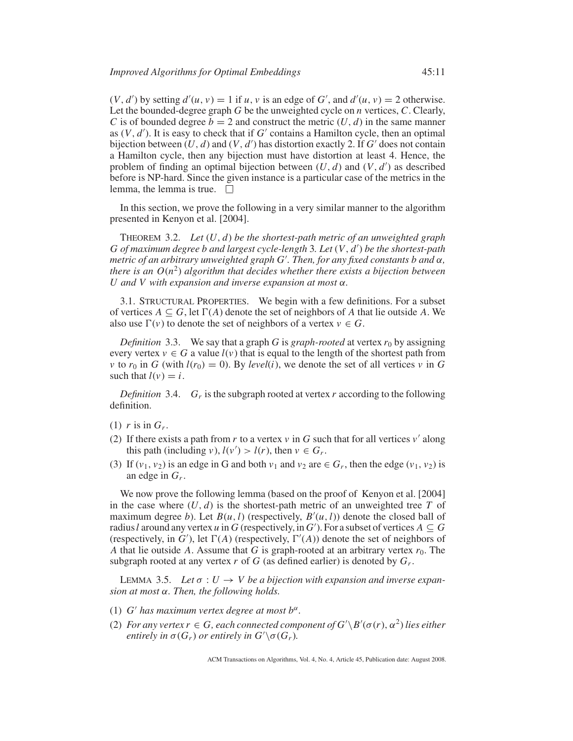$(V, d')$ by setting $d'(u, v) = 1$ if $u, v$ is an edge of $G'$, and $d'(u, v) = 2$ otherwise. Let the bounded-degree graph $G$ be the unweighted cycle on $n$ vertices, $C$. Clearly, $C$ is of bounded degree $b = 2$ and construct the metric $(U, d)$ in the same manner as $(V, d')$. It is easy to check that if $G'$ contains a Hamilton cycle, then an optimal bijection between $(U, d)$ and $(V, d')$ has distortion exactly 2. If $G'$ does not contain a Hamilton cycle, then any bijection must have distortion at least 4. Hence, the problem of finding an optimal bijection between $(U, d)$ and $(V, d')$ as described before is NP-hard. Since the given instance is a particular case of the metrics in the lemma, the lemma is true. □

In this section, we prove the following in a very similar manner to the algorithm presented in Kenyon et al. [2004].

THEOREM 3.2. *Let $(U, d)$ be the shortest-path metric of an unweighted graph $G$ of maximum degree $b$ and largest cycle-length 3. Let $(V, d')$ be the shortest-path metric of an arbitrary unweighted graph $G'$. Then, for any fixed constants $b$ and $\alpha$, there is an $O(n^2)$ algorithm that decides whether there exists a bijection between $U$ and $V$ with expansion and inverse expansion at most $\alpha$.*

3.1. STRUCTURAL PROPERTIES. We begin with a few definitions. For a subset of vertices $A \subseteq G$, let $\Gamma(A)$ denote the set of neighbors of $A$ that lie outside $A$. We also use $\Gamma(v)$ to denote the set of neighbors of a vertex $v \in G$.

*Definition* 3.3. We say that a graph $G$ is *graph-rooted* at vertex $r_0$ by assigning every vertex $v \in G$ a value $l(v)$ that is equal to the length of the shortest path from $v$ to $r_0$ in $G$ (with $l(r_0) = 0$). By *level*$(i)$, we denote the set of all vertices $v$ in $G$ such that $l(v) = i$.

*Definition* 3.4. $G_r$ is the subgraph rooted at vertex $r$ according to the following definition.

(1) $r$ is in $G_r$.
(2) If there exists a path from $r$ to a vertex $v$ in $G$ such that for all vertices $v'$ along this path (including $v$), $l(v') > l(r)$, then $v \in G_r$.
(3) If $(v_1, v_2)$ is an edge in G and both $v_1$ and $v_2$ are $\in G_r$, then the edge $(v_1, v_2)$ is an edge in $G_r$.

We now prove the following lemma (based on the proof of Kenyon et al. [2004] in the case where $(U, d)$ is the shortest-path metric of an unweighted tree $T$ of maximum degree $b$). Let $B(u, l)$ (respectively, $B'(u, l)$) denote the closed ball of radius $l$ around any vertex $u$ in $G$ (respectively, in $G'$). For a subset of vertices $A \subseteq G$ (respectively, in $G'$), let $\Gamma(A)$ (respectively, $\Gamma'(A)$) denote the set of neighbors of $A$ that lie outside $A$. Assume that $G$ is graph-rooted at an arbitrary vertex $r_0$. The subgraph rooted at any vertex $r$ of $G$ (as defined earlier) is denoted by $G_r$.

LEMMA 3.5. *Let $\sigma : U \to V$ be a bijection with expansion and inverse expansion at most $\alpha$. Then, the following holds.*

(1) *$G'$ has maximum vertex degree at most $b^\alpha$.*
(2) *For any vertex $r \in G$, each connected component of $G' \backslash B'(\sigma(r), \alpha^2)$ lies either entirely in $\sigma(G_r)$ or entirely in $G' \backslash \sigma(G_r)$.*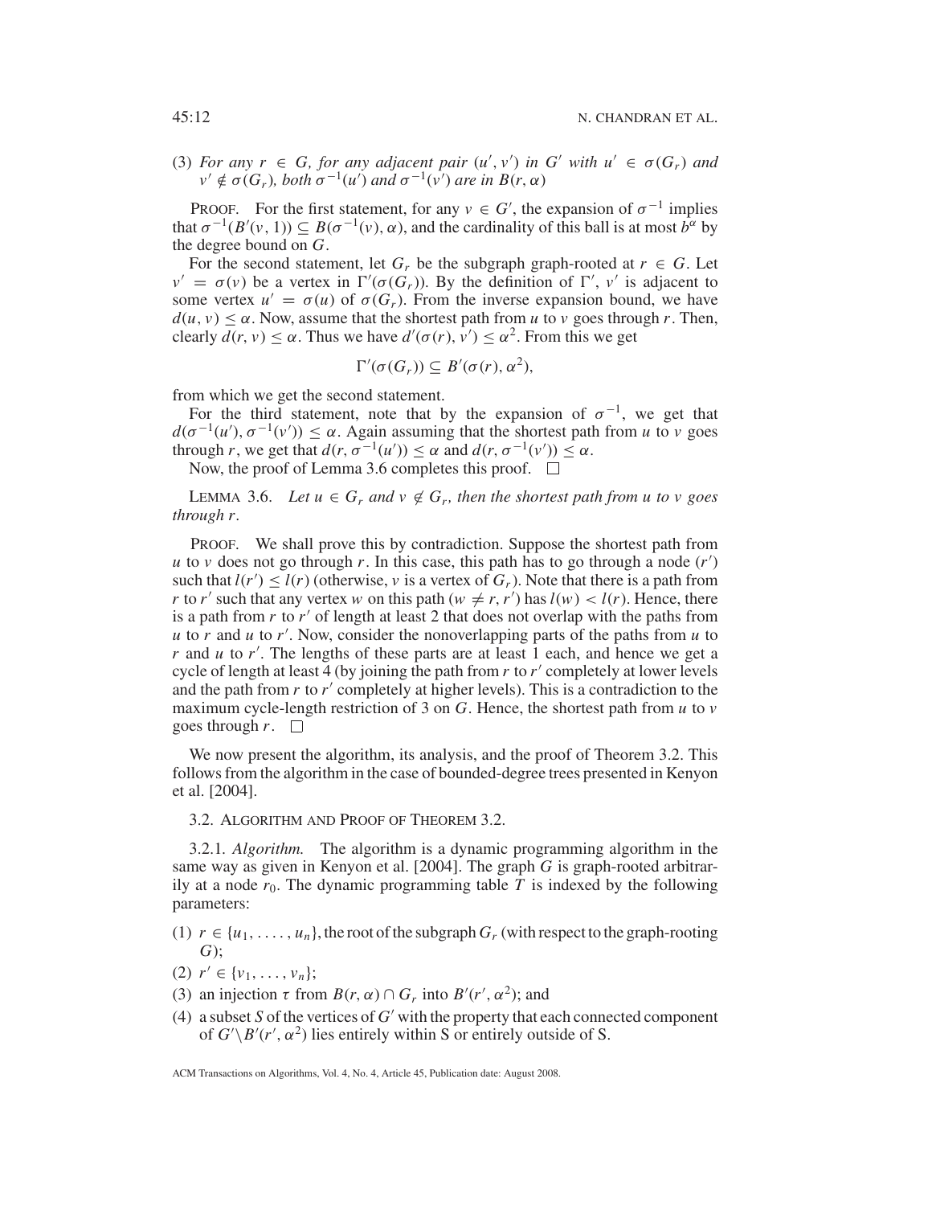(3) *For any $r \in G$, for any adjacent pair $(u', v')$ in $G'$ with $u' \in \sigma(G_r)$ and $v' \notin \sigma(G_r)$, both $\sigma^{-1}(u')$ and $\sigma^{-1}(v')$ are in $B(r, \alpha)$*

PROOF. For the first statement, for any $v \in G'$, the expansion of $\sigma^{-1}$ implies that $\sigma^{-1}(B'(v, 1)) \subseteq B(\sigma^{-1}(v), \alpha)$, and the cardinality of this ball is at most $b^\alpha$ by the degree bound on $G$.

For the second statement, let $G_r$ be the subgraph graph-rooted at $r \in G$. Let $v' = \sigma(v)$ be a vertex in $\Gamma'(\sigma(G_r))$. By the definition of $\Gamma'$, $v'$ is adjacent to some vertex $u' = \sigma(u)$ of $\sigma(G_r)$. From the inverse expansion bound, we have $d(u, v) \leq \alpha$. Now, assume that the shortest path from $u$ to $v$ goes through $r$. Then, clearly $d(r, v) \leq \alpha$. Thus we have $d'(\sigma(r), v') \leq \alpha^2$. From this we get

$$\Gamma'(\sigma(G_r)) \subseteq B'(\sigma(r), \alpha^2),$$

from which we get the second statement.

For the third statement, note that by the expansion of $\sigma^{-1}$, we get that $d(\sigma^{-1}(u'), \sigma^{-1}(v')) \leq \alpha$. Again assuming that the shortest path from $u$ to $v$ goes through $r$, we get that $d(r, \sigma^{-1}(u')) \leq \alpha$ and $d(r, \sigma^{-1}(v')) \leq \alpha$.

Now, the proof of Lemma 3.6 completes this proof. □

LEMMA 3.6. *Let $u \in G_r$ and $v \notin G_r$, then the shortest path from $u$ to $v$ goes through $r$.*

PROOF. We shall prove this by contradiction. Suppose the shortest path from $u$ to $v$ does not go through $r$. In this case, this path has to go through a node $(r')$ such that $l(r') \leq l(r)$ (otherwise, $v$ is a vertex of $G_r$). Note that there is a path from $r$ to $r'$ such that any vertex $w$ on this path ($w \neq r, r'$) has $l(w) < l(r)$. Hence, there is a path from $r$ to $r'$ of length at least 2 that does not overlap with the paths from $u$ to $r$ and $u$ to $r'$. Now, consider the nonoverlapping parts of the paths from $u$ to $r$ and $u$ to $r'$. The lengths of these parts are at least 1 each, and hence we get a cycle of length at least 4 (by joining the path from $r$ to $r'$ completely at lower levels and the path from $r$ to $r'$ completely at higher levels). This is a contradiction to the maximum cycle-length restriction of 3 on $G$. Hence, the shortest path from $u$ to $v$ goes through $r$. □

We now present the algorithm, its analysis, and the proof of Theorem 3.2. This follows from the algorithm in the case of bounded-degree trees presented in Kenyon et al. [2004].

## 3.2. ALGORITHM AND PROOF OF THEOREM 3.2.

3.2.1. *Algorithm.* The algorithm is a dynamic programming algorithm in the same way as given in Kenyon et al. [2004]. The graph $G$ is graph-rooted arbitrarily at a node $r_0$. The dynamic programming table $T$ is indexed by the following parameters:

(1) $r \in \{u_1, \ldots, u_n\}$, the root of the subgraph $G_r$ (with respect to the graph-rooting $G$);
(2) $r' \in \{v_1, \ldots, v_n\}$;
(3) an injection $\tau$ from $B(r, \alpha) \cap G_r$ into $B'(r', \alpha^2)$; and
(4) a subset $S$ of the vertices of $G'$ with the property that each connected component of $G' \backslash B'(r', \alpha^2)$ lies entirely within S or entirely outside of S.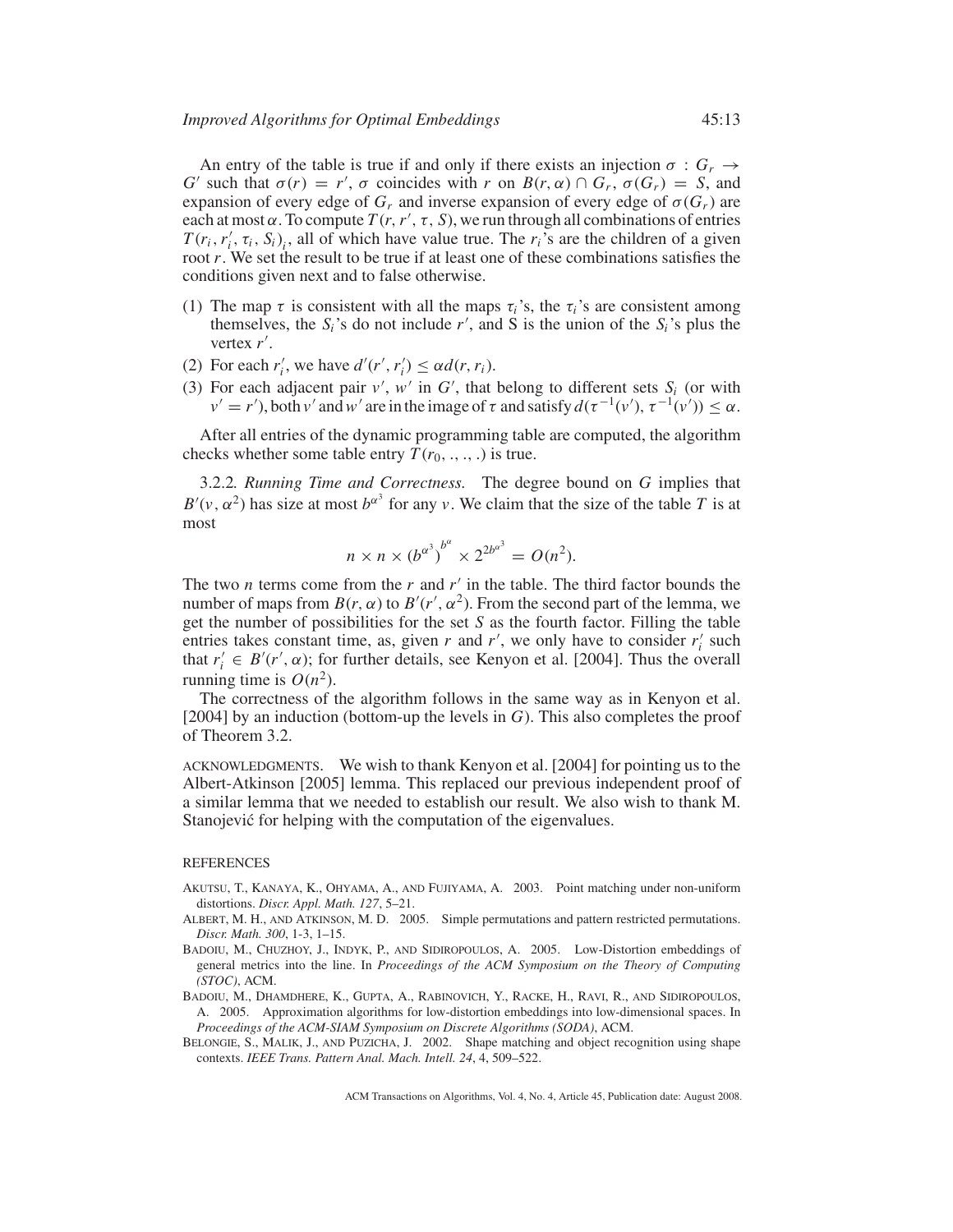An entry of the table is true if and only if there exists an injection $\sigma : G_r \rightarrow G'$ such that $\sigma(r) = r'$, $\sigma$ coincides with $r$ on $B(r, \alpha) \cap G_r$, $\sigma(G_r) = S$, and expansion of every edge of $G_r$ and inverse expansion of every edge of $\sigma(G_r)$ are each at most $\alpha$. To compute $T(r, r', \tau, S)$, we run through all combinations of entries $T(r_i, r_i', \tau_i, S_i)_i$, all of which have value true. The $r_i$'s are the children of a given root $r$. We set the result to be true if at least one of these combinations satisfies the conditions given next and to false otherwise.

(1) The map $\tau$ is consistent with all the maps $\tau_i$'s, the $\tau_i$'s are consistent among themselves, the $S_i$'s do not include $r'$, and S is the union of the $S_i$'s plus the vertex $r'$.
(2) For each $r_i'$, we have $d'(r', r_i') \leq \alpha d(r, r_i)$.
(3) For each adjacent pair $v'$, $w'$ in $G'$, that belong to different sets $S_i$ (or with $v' = r'$), both $v'$ and $w'$ are in the image of $\tau$ and satisfy $d(\tau^{-1}(v'), \tau^{-1}(v')) \leq \alpha$.

After all entries of the dynamic programming table are computed, the algorithm checks whether some table entry $T(r_0, ., ., .)$ is true.

3.2.2. *Running Time and Correctness.* The degree bound on $G$ implies that $B'(v, \alpha^2)$ has size at most $b^{\alpha^3}$ for any $v$. We claim that the size of the table $T$ is at most

$$n \times n \times \left(b^{\alpha^3}\right)^{b^\alpha} \times 2^{2b^{\alpha^3}} = O(n^2).$$

The two $n$ terms come from the $r$ and $r'$ in the table. The third factor bounds the number of maps from $B(r, \alpha)$ to $B'(r', \alpha^2)$. From the second part of the lemma, we get the number of possibilities for the set $S$ as the fourth factor. Filling the table entries takes constant time, as, given $r$ and $r'$, we only have to consider $r_i'$ such that $r_i' \in B'(r', \alpha)$; for further details, see Kenyon et al. [2004]. Thus the overall running time is $O(n^2)$.

The correctness of the algorithm follows in the same way as in Kenyon et al. [2004] by an induction (bottom-up the levels in $G$). This also completes the proof of Theorem 3.2.

ACKNOWLEDGMENTS. We wish to thank Kenyon et al. [2004] for pointing us to the Albert-Atkinson [2005] lemma. This replaced our previous independent proof of a similar lemma that we needed to establish our result. We also wish to thank M. Stanojević for helping with the computation of the eigenvalues.

## REFERENCES

AKUTSU, T., KANAYA, K., OHYAMA, A., AND FUJIYAMA, A. 2003. Point matching under non-uniform distortions. *Discr. Appl. Math. 127*, 5–21.

ALBERT, M. H., AND ATKINSON, M. D. 2005. Simple permutations and pattern restricted permutations. *Discr. Math. 300*, 1-3, 1–15.

BADOIU, M., CHUZHOY, J., INDYK, P., AND SIDIROPOULOS, A. 2005. Low-Distortion embeddings of general metrics into the line. In *Proceedings of the ACM Symposium on the Theory of Computing (STOC)*, ACM.

BADOIU, M., DHAMDHERE, K., GUPTA, A., RABINOVICH, Y., RACKE, H., RAVI, R., AND SIDIROPOULOS, A. 2005. Approximation algorithms for low-distortion embeddings into low-dimensional spaces. In *Proceedings of the ACM-SIAM Symposium on Discrete Algorithms (SODA)*, ACM.

BELONGIE, S., MALIK, J., AND PUZICHA, J. 2002. Shape matching and object recognition using shape contexts. *IEEE Trans. Pattern Anal. Mach. Intell. 24*, 4, 509–522.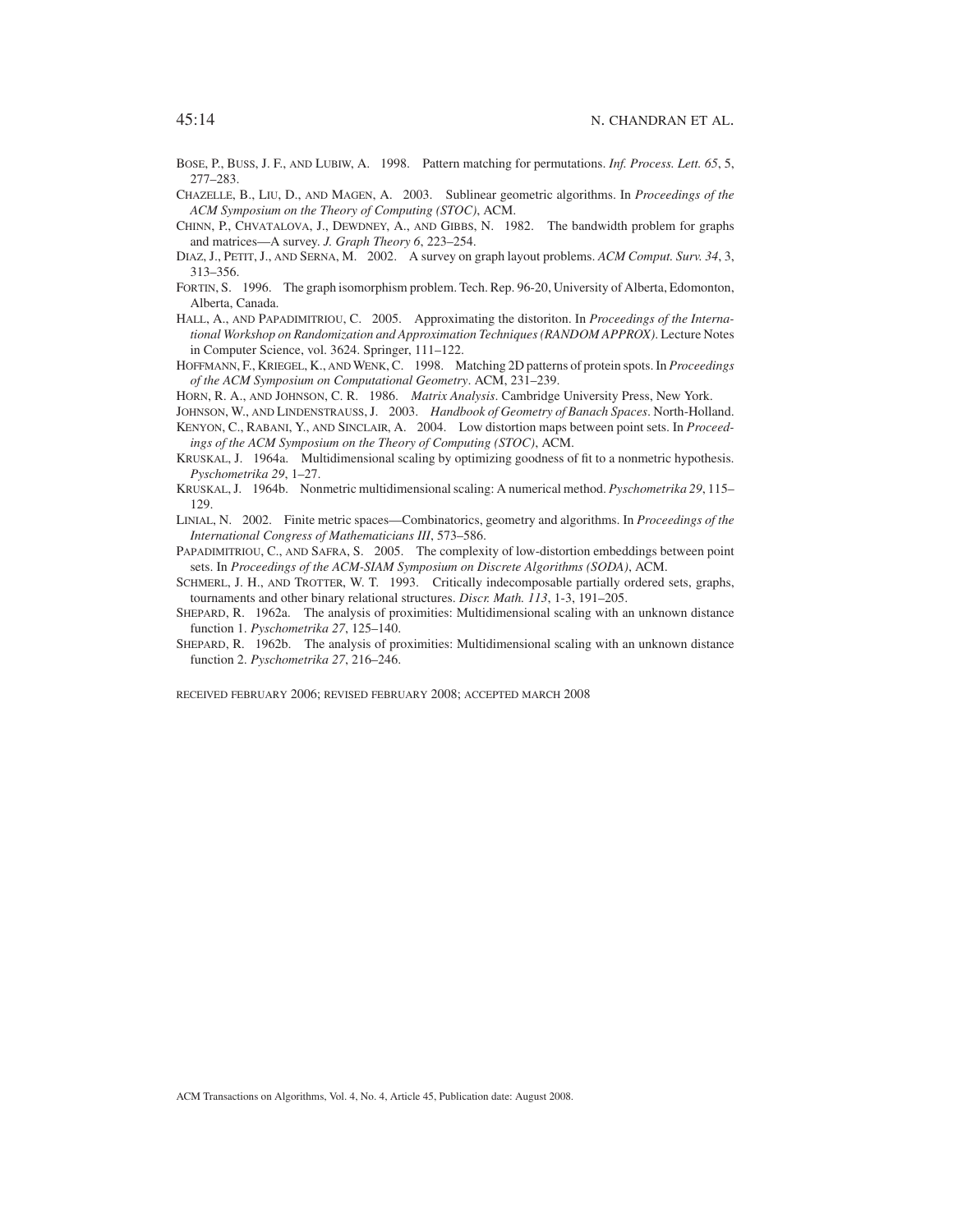BOSE, P., BUSS, J. F., AND LUBIW, A. 1998. Pattern matching for permutations. *Inf. Process. Lett. 65*, 5, 277–283.

CHAZELLE, B., LIU, D., AND MAGEN, A. 2003. Sublinear geometric algorithms. In *Proceedings of the ACM Symposium on the Theory of Computing (STOC)*, ACM.

CHINN, P., CHVATALOVA, J., DEWDNEY, A., AND GIBBS, N. 1982. The bandwidth problem for graphs and matrices—A survey. *J. Graph Theory 6*, 223–254.

DIAZ, J., PETIT, J., AND SERNA, M. 2002. A survey on graph layout problems. *ACM Comput. Surv. 34*, 3, 313–356.

FORTIN, S. 1996. The graph isomorphism problem. Tech. Rep. 96-20, University of Alberta, Edomonton, Alberta, Canada.

HALL, A., AND PAPADIMITRIOU, C. 2005. Approximating the distoriton. In *Proceedings of the International Workshop on Randomization and Approximation Techniques (RANDOM APPROX)*. Lecture Notes in Computer Science, vol. 3624. Springer, 111–122.

HOFFMANN, F., KRIEGEL, K., AND WENK, C. 1998. Matching 2D patterns of protein spots. In *Proceedings of the ACM Symposium on Computational Geometry*. ACM, 231–239.

HORN, R. A., AND JOHNSON, C. R. 1986. *Matrix Analysis*. Cambridge University Press, New York.

JOHNSON, W., AND LINDENSTRAUSS, J. 2003. *Handbook of Geometry of Banach Spaces*. North-Holland.

KENYON, C., RABANI, Y., AND SINCLAIR, A. 2004. Low distortion maps between point sets. In *Proceedings of the ACM Symposium on the Theory of Computing (STOC)*, ACM.

KRUSKAL, J. 1964a. Multidimensional scaling by optimizing goodness of fit to a nonmetric hypothesis. *Pyschometrika 29*, 1–27.

KRUSKAL, J. 1964b. Nonmetric multidimensional scaling: A numerical method. *Pyschometrika 29*, 115–129.

LINIAL, N. 2002. Finite metric spaces—Combinatorics, geometry and algorithms. In *Proceedings of the International Congress of Mathematicians III*, 573–586.

PAPADIMITRIOU, C., AND SAFRA, S. 2005. The complexity of low-distortion embeddings between point sets. In *Proceedings of the ACM-SIAM Symposium on Discrete Algorithms (SODA)*, ACM.

SCHMERL, J. H., AND TROTTER, W. T. 1993. Critically indecomposable partially ordered sets, graphs, tournaments and other binary relational structures. *Discr. Math. 113*, 1-3, 191–205.

SHEPARD, R. 1962a. The analysis of proximities: Multidimensional scaling with an unknown distance function 1. *Pyschometrika 27*, 125–140.

SHEPARD, R. 1962b. The analysis of proximities: Multidimensional scaling with an unknown distance function 2. *Pyschometrika 27*, 216–246.

RECEIVED FEBRUARY 2006; REVISED FEBRUARY 2008; ACCEPTED MARCH 2008